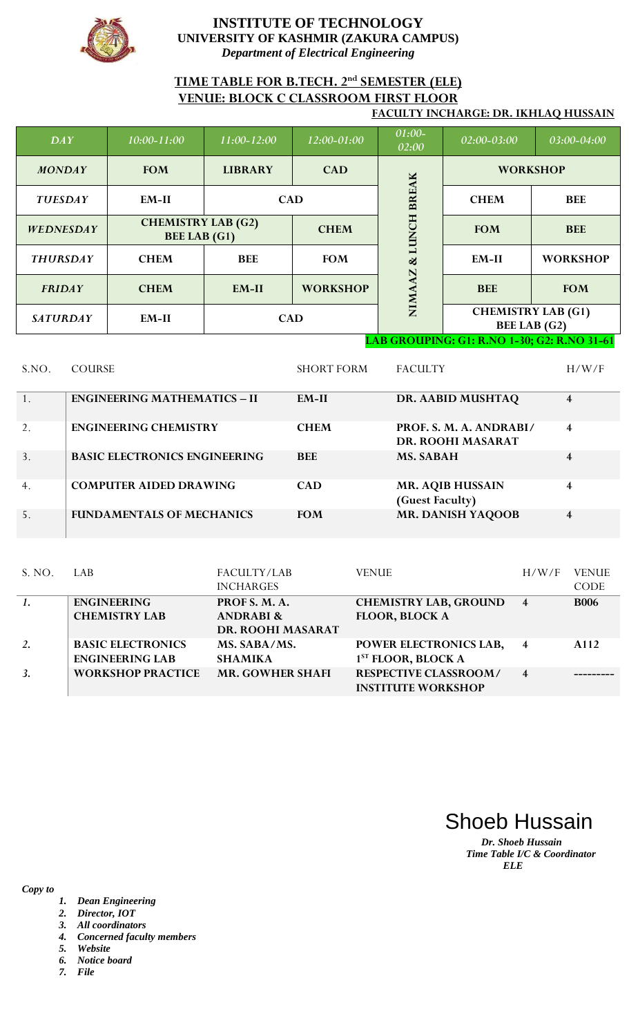# INSTITUTE OF TECHNOLOGY
## UNIVERSITY OF KASHMIR (ZAKURA CAMPUS)
*Department of Electrical Engineering*

### TIME TABLE FOR B.TECH. 2nd SEMESTER (ELE)
### VENUE: BLOCK C CLASSROOM FIRST FLOOR

**FACULTY INCHARGE: DR. IKHLAQ HUSSAIN**

| DAY | 10:00-11:00 | 11:00-12:00 | 12:00-01:00 | 01:00-02:00 | 02:00-03:00 | 03:00-04:00 |
|---|---|---|---|---|---|---|
| MONDAY | FOM | LIBRARY | CAD | NIMAAZ & LUNCH BREAK | WORKSHOP | |
| TUESDAY | EM-II | CAD | | | CHEM | BEE |
| WEDNESDAY | CHEMISTRY LAB (G2) BEE LAB (G1) | | CHEM | | FOM | BEE |
| THURSDAY | CHEM | BEE | FOM | | EM-II | WORKSHOP |
| FRIDAY | CHEM | EM-II | WORKSHOP | | BEE | FOM |
| SATURDAY | EM-II | CAD | | | CHEMISTRY LAB (G1) BEE LAB (G2) | |

**LAB GROUPING: G1: R.NO 1-30; G2: R.NO 31-61**

| S.NO. | COURSE | SHORT FORM | FACULTY | H/W/F |
|---|---|---|---|---|
| 1. | ENGINEERING MATHEMATICS – II | EM-II | DR. AABID MUSHTAQ | 4 |
| 2. | ENGINEERING CHEMISTRY | CHEM | PROF. S. M. A. ANDRABI/ DR. ROOHI MASARAT | 4 |
| 3. | BASIC ELECTRONICS ENGINEERING | BEE | MS. SABAH | 4 |
| 4. | COMPUTER AIDED DRAWING | CAD | MR. AQIB HUSSAIN (Guest Faculty) | 4 |
| 5. | FUNDAMENTALS OF MECHANICS | FOM | MR. DANISH YAQOOB | 4 |

| S. NO. | LAB | FACULTY/LAB INCHARGES | VENUE | H/W/F | VENUE CODE |
|---|---|---|---|---|---|
| 1. | ENGINEERING CHEMISTRY LAB | PROF S. M. A. ANDRABI & DR. ROOHI MASARAT | CHEMISTRY LAB, GROUND FLOOR, BLOCK A | 4 | B006 |
| 2. | BASIC ELECTRONICS ENGINEERING LAB | MS. SABA/MS. SHAMIKA | POWER ELECTRONICS LAB, 1ST FLOOR, BLOCK A | 4 | A112 |
| 3. | WORKSHOP PRACTICE | MR. GOWHER SHAFI | RESPECTIVE CLASSROOM/ INSTITUTE WORKSHOP | 4 | --------- |

Shoeb Hussain

*Dr. Shoeb Hussain*
*Time Table I/C & Coordinator*
*ELE*

*Copy to*

1. *Dean Engineering*
2. *Director, IOT*
3. *All coordinators*
4. *Concerned faculty members*
5. *Website*
6. *Notice board*
7. *File*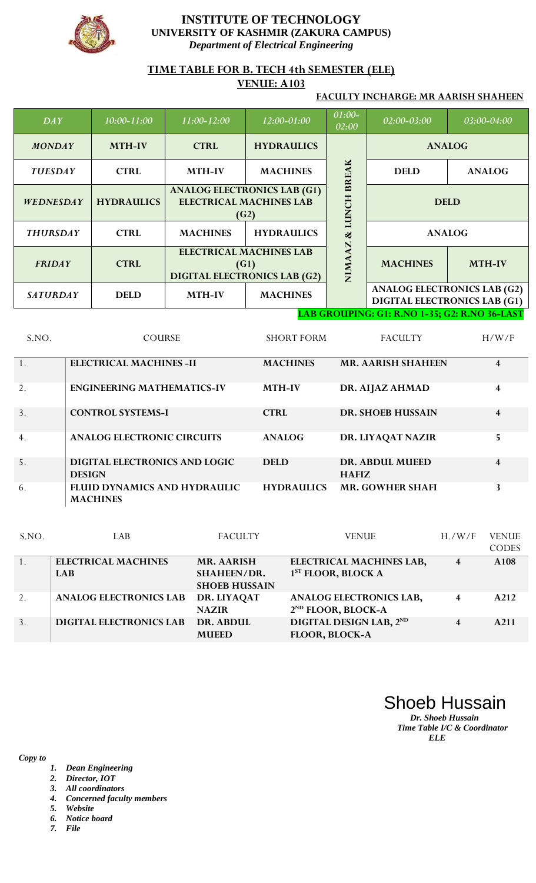# INSTITUTE OF TECHNOLOGY
## UNIVERSITY OF KASHMIR (ZAKURA CAMPUS)
*Department of Electrical Engineering*

**TIME TABLE FOR B. TECH 4th SEMESTER (ELE)**

**VENUE: A103**

**FACULTY INCHARGE: MR AARISH SHAHEEN**

| DAY | 10:00-11:00 | 11:00-12:00 | 12:00-01:00 | 01:00-02:00 | 02:00-03:00 | 03:00-04:00 |
|---|---|---|---|---|---|---|
| MONDAY | MTH-IV | CTRL | HYDRAULICS | NIMAAZ & LUNCH BREAK | ANALOG | |
| TUESDAY | CTRL | MTH-IV | MACHINES | | DELD | ANALOG |
| WEDNESDAY | HYDRAULICS | ANALOG ELECTRONICS LAB (G1) ELECTRICAL MACHINES LAB (G2) | | | DELD | |
| THURSDAY | CTRL | MACHINES | HYDRAULICS | | ANALOG | |
| FRIDAY | CTRL | ELECTRICAL MACHINES LAB (G1) DIGITAL ELECTRONICS LAB (G2) | | | MACHINES | MTH-IV |
| SATURDAY | DELD | MTH-IV | MACHINES | | ANALOG ELECTRONICS LAB (G2) DIGITAL ELECTRONICS LAB (G1) | |

**LAB GROUPING: G1: R.NO 1-35; G2: R.NO 36-LAST**

| S.NO. | COURSE | SHORT FORM | FACULTY | H/W/F |
|---|---|---|---|---|
| 1. | ELECTRICAL MACHINES -II | MACHINES | MR. AARISH SHAHEEN | 4 |
| 2. | ENGINEERING MATHEMATICS-IV | MTH-IV | DR. AIJAZ AHMAD | 4 |
| 3. | CONTROL SYSTEMS-I | CTRL | DR. SHOEB HUSSAIN | 4 |
| 4. | ANALOG ELECTRONIC CIRCUITS | ANALOG | DR. LIYAQAT NAZIR | 5 |
| 5. | DIGITAL ELECTRONICS AND LOGIC DESIGN | DELD | DR. ABDUL MUEED HAFIZ | 4 |
| 6. | FLUID DYNAMICS AND HYDRAULIC MACHINES | HYDRAULICS | MR. GOWHER SHAFI | 3 |

| S.NO. | LAB | FACULTY | VENUE | H./W/F | VENUE CODES |
|---|---|---|---|---|---|
| 1. | ELECTRICAL MACHINES LAB | MR. AARISH SHAHEEN/DR. SHOEB HUSSAIN | ELECTRICAL MACHINES LAB, 1ST FLOOR, BLOCK A | 4 | A108 |
| 2. | ANALOG ELECTRONICS LAB | DR. LIYAQAT NAZIR | ANALOG ELECTRONICS LAB, 2ND FLOOR, BLOCK-A | 4 | A212 |
| 3. | DIGITAL ELECTRONICS LAB | DR. ABDUL MUEED | DIGITAL DESIGN LAB, 2ND FLOOR, BLOCK-A | 4 | A211 |

Shoeb Hussain

*Dr. Shoeb Hussain*
*Time Table I/C & Coordinator*
*ELE*

*Copy to*

1. *Dean Engineering*
2. *Director, IOT*
3. *All coordinators*
4. *Concerned faculty members*
5. *Website*
6. *Notice board*
7. *File*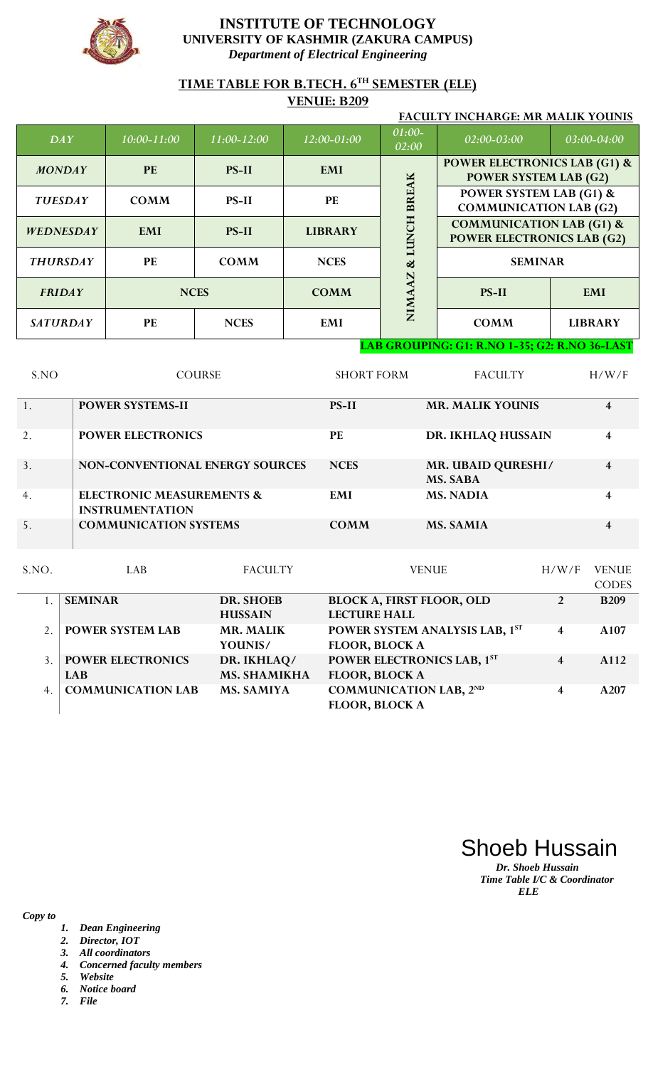# INSTITUTE OF TECHNOLOGY
## UNIVERSITY OF KASHMIR (ZAKURA CAMPUS)
*Department of Electrical Engineering*

## TIME TABLE FOR B.TECH. 6TH SEMESTER (ELE)
**VENUE: B209**

**FACULTY INCHARGE: MR MALIK YOUNIS**

| DAY | 10:00-11:00 | 11:00-12:00 | 12:00-01:00 | 01:00-02:00 | 02:00-03:00 | 03:00-04:00 |
|---|---|---|---|---|---|---|
| MONDAY | PE | PS-II | EMI | NIMAAZ & LUNCH BREAK | POWER ELECTRONICS LAB (G1) & POWER SYSTEM LAB (G2) | |
| TUESDAY | COMM | PS-II | PE | | POWER SYSTEM LAB (G1) & COMMUNICATION LAB (G2) | |
| WEDNESDAY | EMI | PS-II | LIBRARY | | COMMUNICATION LAB (G1) & POWER ELECTRONICS LAB (G2) | |
| THURSDAY | PE | COMM | NCES | | SEMINAR | |
| FRIDAY | NCES | | COMM | | PS-II | EMI |
| SATURDAY | PE | NCES | EMI | | COMM | LIBRARY |

**LAB GROUPING: G1: R.NO 1-35; G2: R.NO 36-LAST**

| S.NO | COURSE | SHORT FORM | FACULTY | H/W/F |
|---|---|---|---|---|
| 1. | POWER SYSTEMS-II | PS-II | MR. MALIK YOUNIS | 4 |
| 2. | POWER ELECTRONICS | PE | DR. IKHLAQ HUSSAIN | 4 |
| 3. | NON-CONVENTIONAL ENERGY SOURCES | NCES | MR. UBAID QURESHI/ MS. SABA | 4 |
| 4. | ELECTRONIC MEASUREMENTS & INSTRUMENTATION | EMI | MS. NADIA | 4 |
| 5. | COMMUNICATION SYSTEMS | COMM | MS. SAMIA | 4 |

| S.NO. | LAB | FACULTY | VENUE | H/W/F | VENUE CODES |
|---|---|---|---|---|---|
| 1. | SEMINAR | DR. SHOEB HUSSAIN | BLOCK A, FIRST FLOOR, OLD LECTURE HALL | 2 | B209 |
| 2. | POWER SYSTEM LAB | MR. MALIK YOUNIS/ | POWER SYSTEM ANALYSIS LAB, 1ST FLOOR, BLOCK A | 4 | A107 |
| 3. | POWER ELECTRONICS LAB | DR. IKHLAQ/ MS. SHAMIKHA | POWER ELECTRONICS LAB, 1ST FLOOR, BLOCK A | 4 | A112 |
| 4. | COMMUNICATION LAB | MS. SAMIYA | COMMUNICATION LAB, 2ND FLOOR, BLOCK A | 4 | A207 |

Shoeb Hussain

***Dr. Shoeb Hussain***
***Time Table I/C & Coordinator***
***ELE***

*Copy to*

1. ***Dean Engineering***
2. ***Director, IOT***
3. ***All coordinators***
4. ***Concerned faculty members***
5. ***Website***
6. ***Notice board***
7. ***File***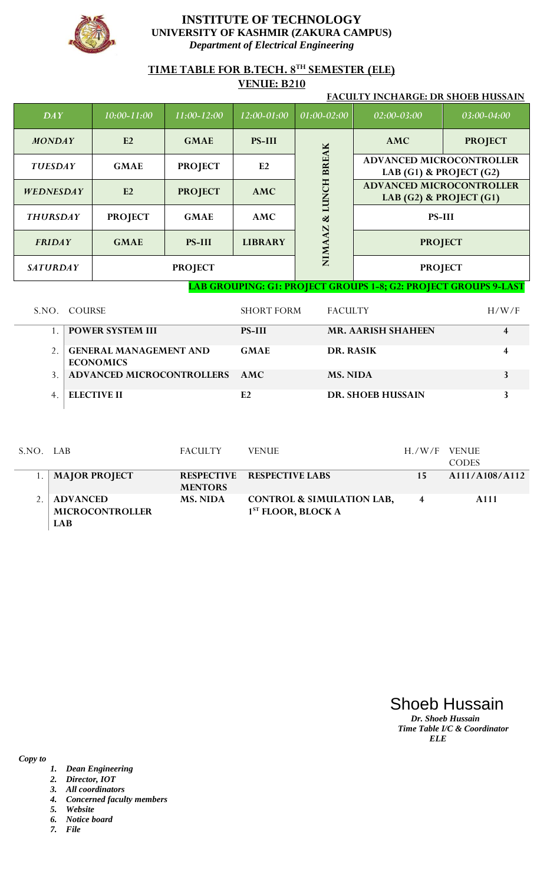# INSTITUTE OF TECHNOLOGY
## UNIVERSITY OF KASHMIR (ZAKURA CAMPUS)
*Department of Electrical Engineering*

## TIME TABLE FOR B.TECH. 8TH SEMESTER (ELE)
**VENUE: B210**

**FACULTY INCHARGE: DR SHOEB HUSSAIN**

| DAY | 10:00-11:00 | 11:00-12:00 | 12:00-01:00 | 01:00-02:00 | 02:00-03:00 | 03:00-04:00 |
|---|---|---|---|---|---|---|
| MONDAY | E2 | GMAE | PS-III | NIMAAZ & LUNCH BREAK | AMC | PROJECT |
| TUESDAY | GMAE | PROJECT | E2 | | ADVANCED MICROCONTROLLER LAB (G1) & PROJECT (G2) | |
| WEDNESDAY | E2 | PROJECT | AMC | | ADVANCED MICROCONTROLLER LAB (G2) & PROJECT (G1) | |
| THURSDAY | PROJECT | GMAE | AMC | | PS-III | |
| FRIDAY | GMAE | PS-III | LIBRARY | | PROJECT | |
| SATURDAY | PROJECT | | | | PROJECT | |

**LAB GROUPING: G1: PROJECT GROUPS 1-8; G2: PROJECT GROUPS 9-LAST**

| S.NO. | COURSE | SHORT FORM | FACULTY | H/W/F |
|---|---|---|---|---|
| 1. | POWER SYSTEM III | PS-III | MR. AARISH SHAHEEN | 4 |
| 2. | GENERAL MANAGEMENT AND ECONOMICS | GMAE | DR. RASIK | 4 |
| 3. | ADVANCED MICROCONTROLLERS | AMC | MS. NIDA | 3 |
| 4. | ELECTIVE II | E2 | DR. SHOEB HUSSAIN | 3 |

| S.NO. | LAB | FACULTY | VENUE | H./W/F | VENUE CODES |
|---|---|---|---|---|---|
| 1. | MAJOR PROJECT | RESPECTIVE MENTORS | RESPECTIVE LABS | 15 | A111/A108/A112 |
| 2. | ADVANCED MICROCONTROLLER LAB | MS. NIDA | CONTROL & SIMULATION LAB, 1ST FLOOR, BLOCK A | 4 | A111 |

Shoeb Hussain

*Dr. Shoeb Hussain*
*Time Table I/C & Coordinator*
*ELE*

*Copy to*

1. *Dean Engineering*
2. *Director, IOT*
3. *All coordinators*
4. *Concerned faculty members*
5. *Website*
6. *Notice board*
7. *File*